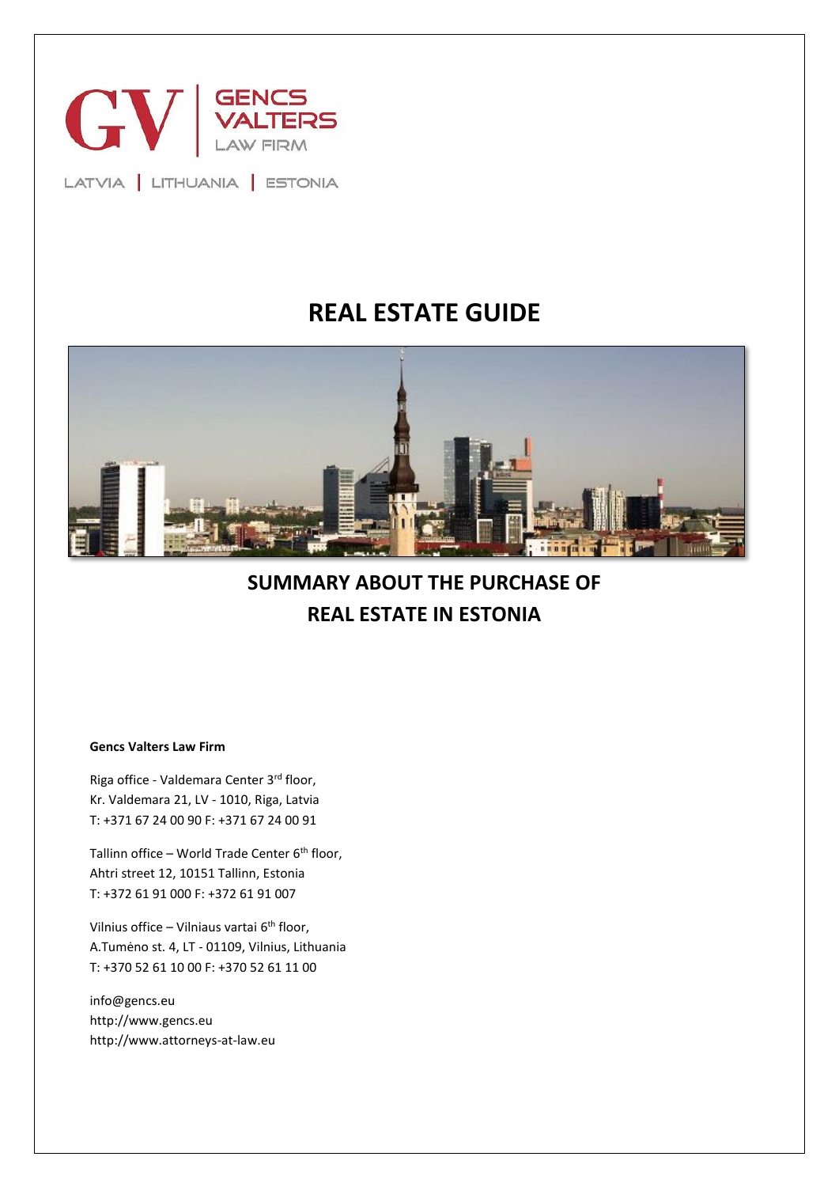GENCS VALTERS LAW FIRM

LATVIA | LITHUANIA | ESTONIA

# REAL ESTATE GUIDE

## SUMMARY ABOUT THE PURCHASE OF REAL ESTATE IN ESTONIA

**Gencs Valters Law Firm**

Riga office - Valdemara Center 3rd floor,
Kr. Valdemara 21, LV - 1010, Riga, Latvia
T: +371 67 24 00 90 F: +371 67 24 00 91

Tallinn office – World Trade Center 6th floor,
Ahtri street 12, 10151 Tallinn, Estonia
T: +372 61 91 000 F: +372 61 91 007

Vilnius office – Vilniaus vartai 6th floor,
A.Tumėno st. 4, LT - 01109, Vilnius, Lithuania
T: +370 52 61 10 00 F: +370 52 61 11 00

info@gencs.eu
http://www.gencs.eu
http://www.attorneys-at-law.eu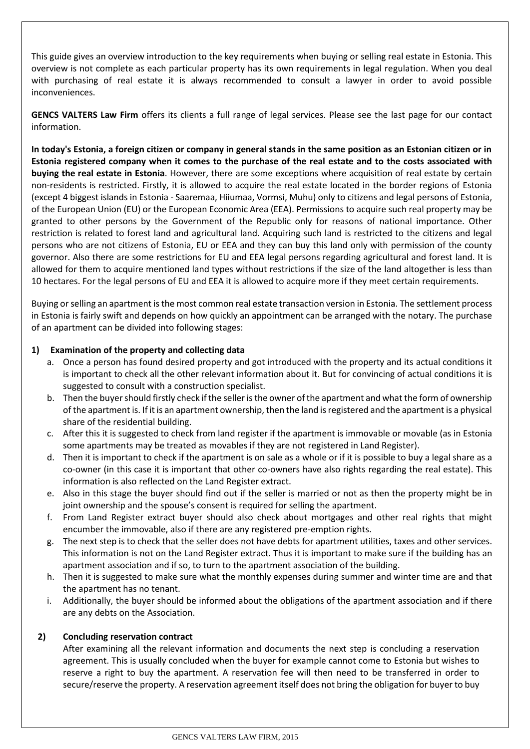This guide gives an overview introduction to the key requirements when buying or selling real estate in Estonia. This overview is not complete as each particular property has its own requirements in legal regulation. When you deal with purchasing of real estate it is always recommended to consult a lawyer in order to avoid possible inconveniences.

**GENCS VALTERS Law Firm** offers its clients a full range of legal services. Please see the last page for our contact information.

**In today's Estonia, a foreign citizen or company in general stands in the same position as an Estonian citizen or in Estonia registered company when it comes to the purchase of the real estate and to the costs associated with buying the real estate in Estonia**. However, there are some exceptions where acquisition of real estate by certain non-residents is restricted. Firstly, it is allowed to acquire the real estate located in the border regions of Estonia (except 4 biggest islands in Estonia - Saaremaa, Hiiumaa, Vormsi, Muhu) only to citizens and legal persons of Estonia, of the European Union (EU) or the European Economic Area (EEA). Permissions to acquire such real property may be granted to other persons by the Government of the Republic only for reasons of national importance. Other restriction is related to forest land and agricultural land. Acquiring such land is restricted to the citizens and legal persons who are not citizens of Estonia, EU or EEA and they can buy this land only with permission of the county governor. Also there are some restrictions for EU and EEA legal persons regarding agricultural and forest land. It is allowed for them to acquire mentioned land types without restrictions if the size of the land altogether is less than 10 hectares. For the legal persons of EU and EEA it is allowed to acquire more if they meet certain requirements.

Buying or selling an apartment is the most common real estate transaction version in Estonia. The settlement process in Estonia is fairly swift and depends on how quickly an appointment can be arranged with the notary. The purchase of an apartment can be divided into following stages:

1) **Examination of the property and collecting data**
   a. Once a person has found desired property and got introduced with the property and its actual conditions it is important to check all the other relevant information about it. But for convincing of actual conditions it is suggested to consult with a construction specialist.
   b. Then the buyer should firstly check if the seller is the owner of the apartment and what the form of ownership of the apartment is. If it is an apartment ownership, then the land is registered and the apartment is a physical share of the residential building.
   c. After this it is suggested to check from land register if the apartment is immovable or movable (as in Estonia some apartments may be treated as movables if they are not registered in Land Register).
   d. Then it is important to check if the apartment is on sale as a whole or if it is possible to buy a legal share as a co-owner (in this case it is important that other co-owners have also rights regarding the real estate). This information is also reflected on the Land Register extract.
   e. Also in this stage the buyer should find out if the seller is married or not as then the property might be in joint ownership and the spouse's consent is required for selling the apartment.
   f. From Land Register extract buyer should also check about mortgages and other real rights that might encumber the immovable, also if there are any registered pre-emption rights.
   g. The next step is to check that the seller does not have debts for apartment utilities, taxes and other services. This information is not on the Land Register extract. Thus it is important to make sure if the building has an apartment association and if so, to turn to the apartment association of the building.
   h. Then it is suggested to make sure what the monthly expenses during summer and winter time are and that the apartment has no tenant.
   i. Additionally, the buyer should be informed about the obligations of the apartment association and if there are any debts on the Association.

2) **Concluding reservation contract**

   After examining all the relevant information and documents the next step is concluding a reservation agreement. This is usually concluded when the buyer for example cannot come to Estonia but wishes to reserve a right to buy the apartment. A reservation fee will then need to be transferred in order to secure/reserve the property. A reservation agreement itself does not bring the obligation for buyer to buy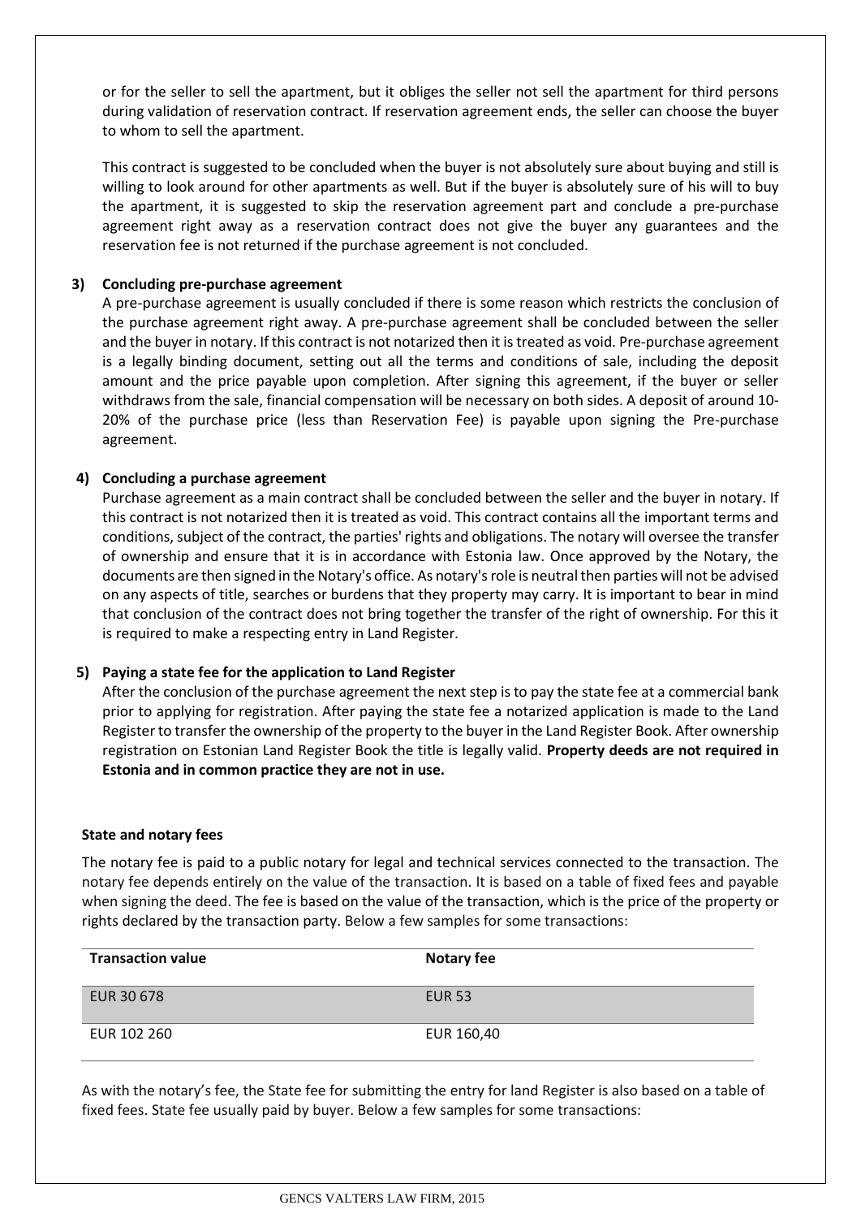or for the seller to sell the apartment, but it obliges the seller not sell the apartment for third persons during validation of reservation contract. If reservation agreement ends, the seller can choose the buyer to whom to sell the apartment.

This contract is suggested to be concluded when the buyer is not absolutely sure about buying and still is willing to look around for other apartments as well. But if the buyer is absolutely sure of his will to buy the apartment, it is suggested to skip the reservation agreement part and conclude a pre-purchase agreement right away as a reservation contract does not give the buyer any guarantees and the reservation fee is not returned if the purchase agreement is not concluded.

**3) Concluding pre-purchase agreement**

A pre-purchase agreement is usually concluded if there is some reason which restricts the conclusion of the purchase agreement right away. A pre-purchase agreement shall be concluded between the seller and the buyer in notary. If this contract is not notarized then it is treated as void. Pre-purchase agreement is a legally binding document, setting out all the terms and conditions of sale, including the deposit amount and the price payable upon completion. After signing this agreement, if the buyer or seller withdraws from the sale, financial compensation will be necessary on both sides. A deposit of around 10-20% of the purchase price (less than Reservation Fee) is payable upon signing the Pre-purchase agreement.

**4) Concluding a purchase agreement**

Purchase agreement as a main contract shall be concluded between the seller and the buyer in notary. If this contract is not notarized then it is treated as void. This contract contains all the important terms and conditions, subject of the contract, the parties' rights and obligations. The notary will oversee the transfer of ownership and ensure that it is in accordance with Estonia law. Once approved by the Notary, the documents are then signed in the Notary's office. As notary's role is neutral then parties will not be advised on any aspects of title, searches or burdens that they property may carry. It is important to bear in mind that conclusion of the contract does not bring together the transfer of the right of ownership. For this it is required to make a respecting entry in Land Register.

**5) Paying a state fee for the application to Land Register**

After the conclusion of the purchase agreement the next step is to pay the state fee at a commercial bank prior to applying for registration. After paying the state fee a notarized application is made to the Land Register to transfer the ownership of the property to the buyer in the Land Register Book. After ownership registration on Estonian Land Register Book the title is legally valid. **Property deeds are not required in Estonia and in common practice they are not in use.**

**State and notary fees**

The notary fee is paid to a public notary for legal and technical services connected to the transaction. The notary fee depends entirely on the value of the transaction. It is based on a table of fixed fees and payable when signing the deed. The fee is based on the value of the transaction, which is the price of the property or rights declared by the transaction party. Below a few samples for some transactions:

| Transaction value | Notary fee |
|---|---|
| EUR 30 678 | EUR 53 |
| EUR 102 260 | EUR 160,40 |

As with the notary's fee, the State fee for submitting the entry for land Register is also based on a table of fixed fees. State fee usually paid by buyer. Below a few samples for some transactions: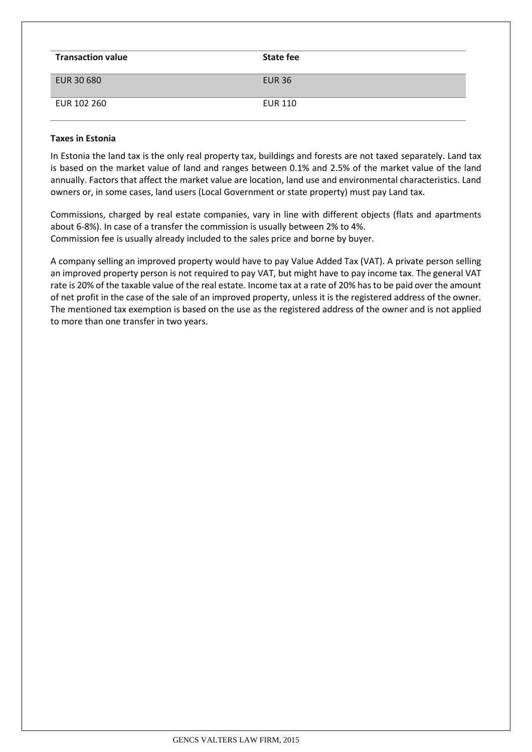| Transaction value | State fee |
|---|---|
| EUR 30 680 | EUR 36 |
| EUR 102 260 | EUR 110 |

**Taxes in Estonia**

In Estonia the land tax is the only real property tax, buildings and forests are not taxed separately. Land tax is based on the market value of land and ranges between 0.1% and 2.5% of the market value of the land annually. Factors that affect the market value are location, land use and environmental characteristics. Land owners or, in some cases, land users (Local Government or state property) must pay Land tax.

Commissions, charged by real estate companies, vary in line with different objects (flats and apartments about 6-8%). In case of a transfer the commission is usually between 2% to 4%.
Commission fee is usually already included to the sales price and borne by buyer.

A company selling an improved property would have to pay Value Added Tax (VAT). A private person selling an improved property person is not required to pay VAT, but might have to pay income tax. The general VAT rate is 20% of the taxable value of the real estate. Income tax at a rate of 20% has to be paid over the amount of net profit in the case of the sale of an improved property, unless it is the registered address of the owner. The mentioned tax exemption is based on the use as the registered address of the owner and is not applied to more than one transfer in two years.